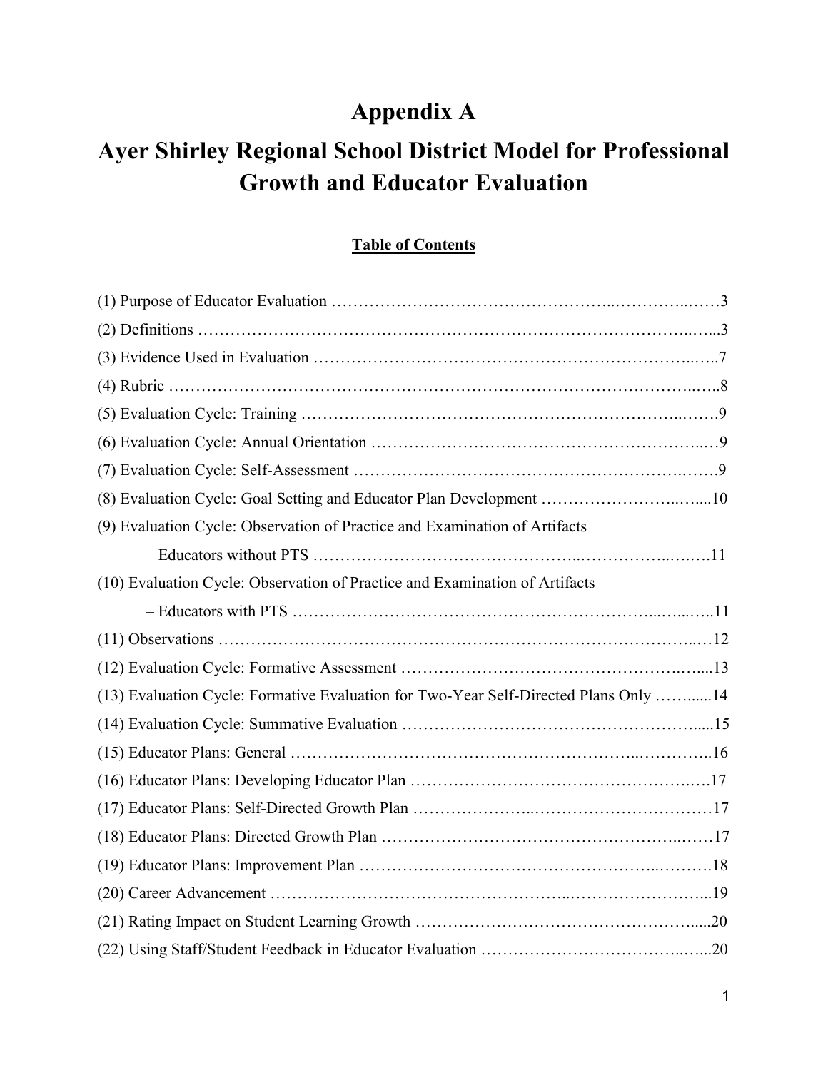# Appendix A

# Ayer Shirley Regional School District Model for Professional Growth and Educator Evaluation

## Table of Contents

(1) Purpose of Educator Evaluation ……………………………………………..…………..……3

(2) Definitions ……………………………………………………………………………..…...3

(3) Evidence Used in Evaluation ……………………………………………………………..…..7

(4) Rubric ……………………………………………………………………………………..…..8

(5) Evaluation Cycle: Training ………………………………………………………………..…….9

(6) Evaluation Cycle: Annual Orientation ……………………………………………………..…9

(7) Evaluation Cycle: Self-Assessment ……………………………………………………….…….9

(8) Evaluation Cycle: Goal Setting and Educator Plan Development ……………………..…....10

(9) Evaluation Cycle: Observation of Practice and Examination of Artifacts

– Educators without PTS ………………………………………..……………..….….11

(10) Evaluation Cycle: Observation of Practice and Examination of Artifacts

– Educators with PTS ……………………………………….……………...…...…..11

(11) Observations …………………………………………………………………………..…12

(12) Evaluation Cycle: Formative Assessment ……………………………………………..…....13

(13) Evaluation Cycle: Formative Evaluation for Two-Year Self-Directed Plans Only ……......14

(14) Evaluation Cycle: Summative Evaluation ……………………………………………….....15

(15) Educator Plans: General ……………………………………………………..…………..16

(16) Educator Plans: Developing Educator Plan …………………………………………….….17

(17) Educator Plans: Self-Directed Growth Plan ………………...……………………………17

(18) Educator Plans: Directed Growth Plan ………………………………………………..……17

(19) Educator Plans: Improvement Plan …………………………………………..……….18

(20) Career Advancement …………………………………………...……………………...19

(21) Rating Impact on Student Learning Growth ……………………………………….....20

(22) Using Staff/Student Feedback in Educator Evaluation ………………………………..…...20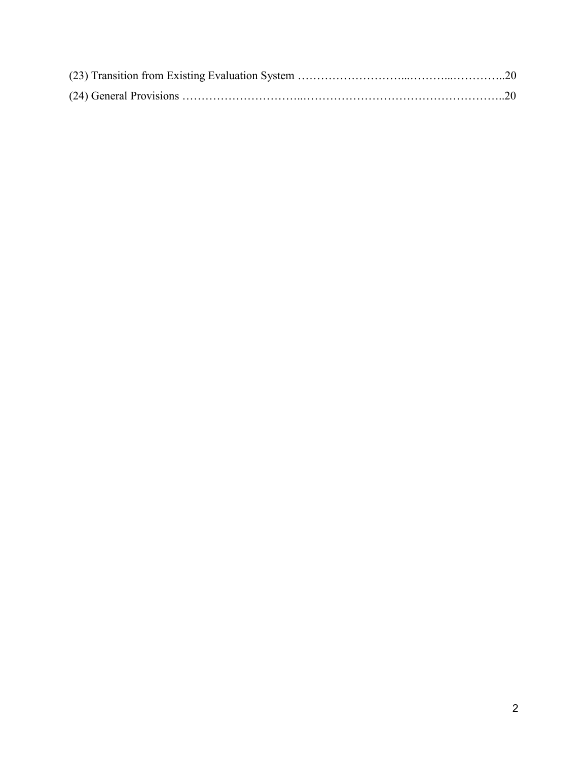(23) Transition from Existing Evaluation System ……………………...………...…………..20

(24) General Provisions …………………………..……………………………………………..20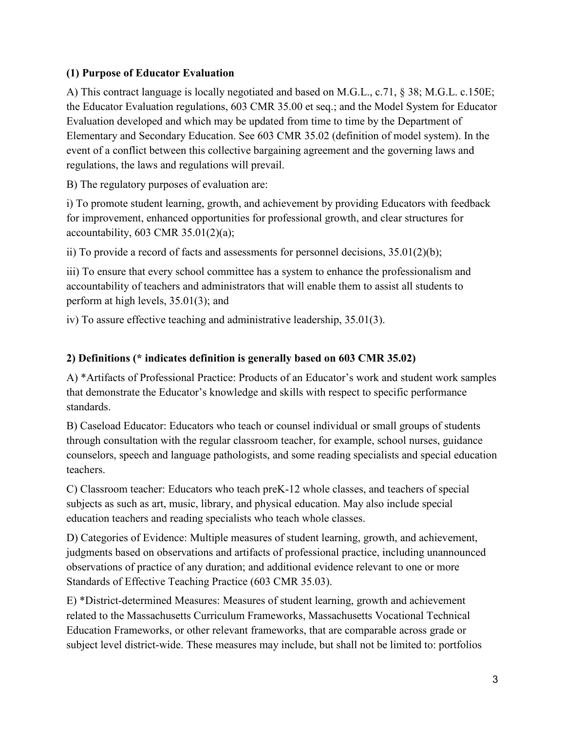### (1) Purpose of Educator Evaluation

A) This contract language is locally negotiated and based on M.G.L., c.71, § 38; M.G.L. c.150E; the Educator Evaluation regulations, 603 CMR 35.00 et seq.; and the Model System for Educator Evaluation developed and which may be updated from time to time by the Department of Elementary and Secondary Education. See 603 CMR 35.02 (definition of model system). In the event of a conflict between this collective bargaining agreement and the governing laws and regulations, the laws and regulations will prevail.

B) The regulatory purposes of evaluation are:

i) To promote student learning, growth, and achievement by providing Educators with feedback for improvement, enhanced opportunities for professional growth, and clear structures for accountability, 603 CMR 35.01(2)(a);

ii) To provide a record of facts and assessments for personnel decisions, 35.01(2)(b);

iii) To ensure that every school committee has a system to enhance the professionalism and accountability of teachers and administrators that will enable them to assist all students to perform at high levels, 35.01(3); and

iv) To assure effective teaching and administrative leadership, 35.01(3).

### 2) Definitions (* indicates definition is generally based on 603 CMR 35.02)

A) *Artifacts of Professional Practice: Products of an Educator's work and student work samples that demonstrate the Educator's knowledge and skills with respect to specific performance standards.

B) Caseload Educator: Educators who teach or counsel individual or small groups of students through consultation with the regular classroom teacher, for example, school nurses, guidance counselors, speech and language pathologists, and some reading specialists and special education teachers.

C) Classroom teacher: Educators who teach preK-12 whole classes, and teachers of special subjects as such as art, music, library, and physical education. May also include special education teachers and reading specialists who teach whole classes.

D) Categories of Evidence: Multiple measures of student learning, growth, and achievement, judgments based on observations and artifacts of professional practice, including unannounced observations of practice of any duration; and additional evidence relevant to one or more Standards of Effective Teaching Practice (603 CMR 35.03).

E) *District-determined Measures: Measures of student learning, growth and achievement related to the Massachusetts Curriculum Frameworks, Massachusetts Vocational Technical Education Frameworks, or other relevant frameworks, that are comparable across grade or subject level district-wide. These measures may include, but shall not be limited to: portfolios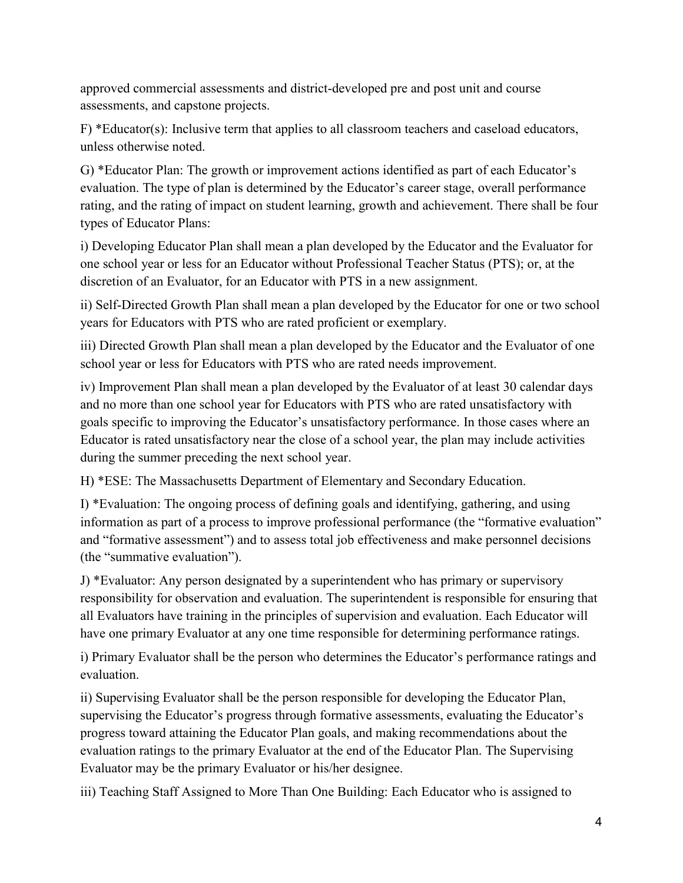approved commercial assessments and district-developed pre and post unit and course assessments, and capstone projects.

F) *Educator(s): Inclusive term that applies to all classroom teachers and caseload educators, unless otherwise noted.

G) *Educator Plan: The growth or improvement actions identified as part of each Educator's evaluation. The type of plan is determined by the Educator's career stage, overall performance rating, and the rating of impact on student learning, growth and achievement. There shall be four types of Educator Plans:

i) Developing Educator Plan shall mean a plan developed by the Educator and the Evaluator for one school year or less for an Educator without Professional Teacher Status (PTS); or, at the discretion of an Evaluator, for an Educator with PTS in a new assignment.

ii) Self-Directed Growth Plan shall mean a plan developed by the Educator for one or two school years for Educators with PTS who are rated proficient or exemplary.

iii) Directed Growth Plan shall mean a plan developed by the Educator and the Evaluator of one school year or less for Educators with PTS who are rated needs improvement.

iv) Improvement Plan shall mean a plan developed by the Evaluator of at least 30 calendar days and no more than one school year for Educators with PTS who are rated unsatisfactory with goals specific to improving the Educator's unsatisfactory performance. In those cases where an Educator is rated unsatisfactory near the close of a school year, the plan may include activities during the summer preceding the next school year.

H) *ESE: The Massachusetts Department of Elementary and Secondary Education.

I) *Evaluation: The ongoing process of defining goals and identifying, gathering, and using information as part of a process to improve professional performance (the "formative evaluation" and "formative assessment") and to assess total job effectiveness and make personnel decisions (the "summative evaluation").

J) *Evaluator: Any person designated by a superintendent who has primary or supervisory responsibility for observation and evaluation. The superintendent is responsible for ensuring that all Evaluators have training in the principles of supervision and evaluation. Each Educator will have one primary Evaluator at any one time responsible for determining performance ratings.

i) Primary Evaluator shall be the person who determines the Educator's performance ratings and evaluation.

ii) Supervising Evaluator shall be the person responsible for developing the Educator Plan, supervising the Educator's progress through formative assessments, evaluating the Educator's progress toward attaining the Educator Plan goals, and making recommendations about the evaluation ratings to the primary Evaluator at the end of the Educator Plan. The Supervising Evaluator may be the primary Evaluator or his/her designee.

iii) Teaching Staff Assigned to More Than One Building: Each Educator who is assigned to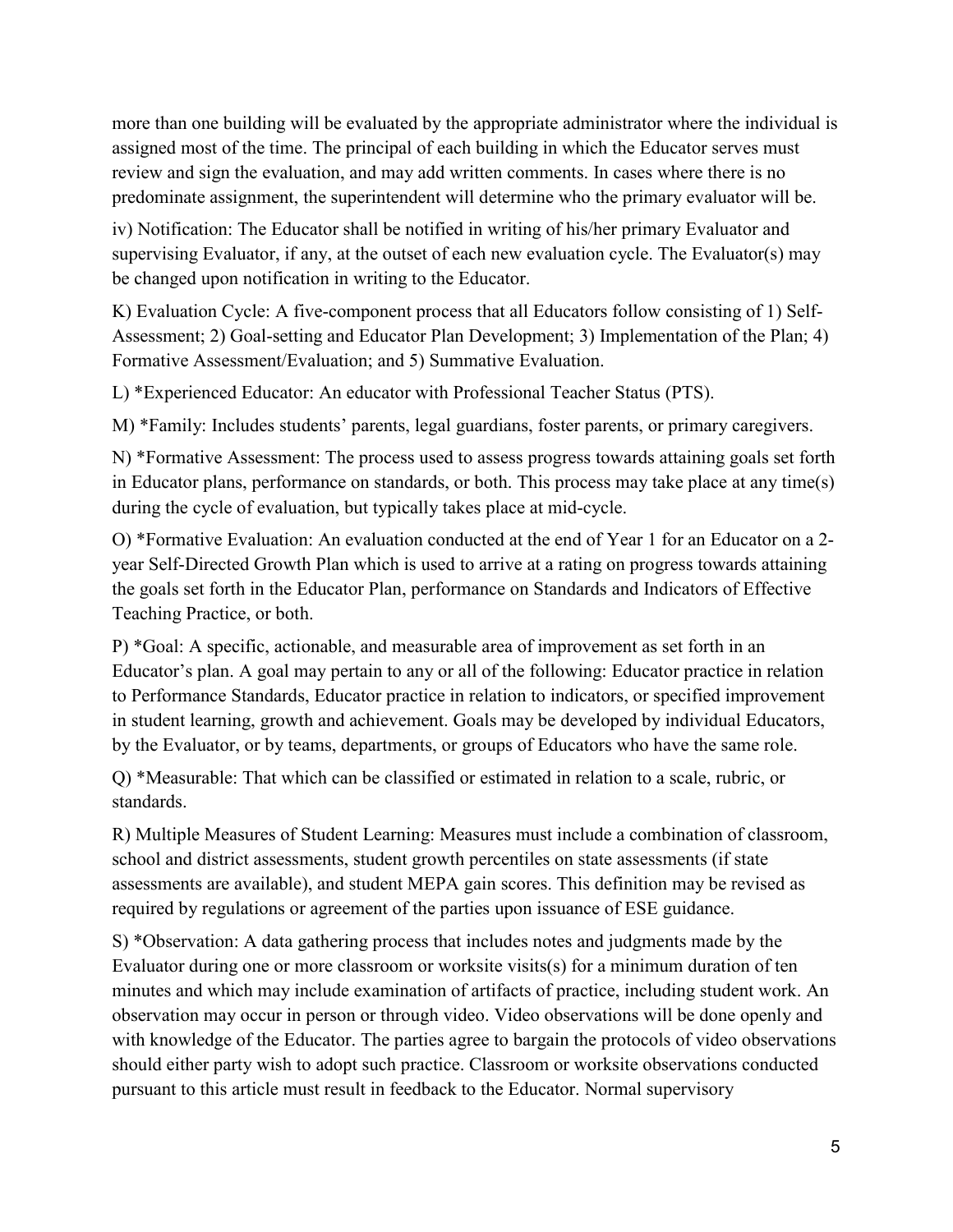more than one building will be evaluated by the appropriate administrator where the individual is assigned most of the time. The principal of each building in which the Educator serves must review and sign the evaluation, and may add written comments. In cases where there is no predominate assignment, the superintendent will determine who the primary evaluator will be.

iv) Notification: The Educator shall be notified in writing of his/her primary Evaluator and supervising Evaluator, if any, at the outset of each new evaluation cycle. The Evaluator(s) may be changed upon notification in writing to the Educator.

K) Evaluation Cycle: A five-component process that all Educators follow consisting of 1) Self-Assessment; 2) Goal-setting and Educator Plan Development; 3) Implementation of the Plan; 4) Formative Assessment/Evaluation; and 5) Summative Evaluation.

L) *Experienced Educator: An educator with Professional Teacher Status (PTS).

M) *Family: Includes students' parents, legal guardians, foster parents, or primary caregivers.

N) *Formative Assessment: The process used to assess progress towards attaining goals set forth in Educator plans, performance on standards, or both. This process may take place at any time(s) during the cycle of evaluation, but typically takes place at mid-cycle.

O) *Formative Evaluation: An evaluation conducted at the end of Year 1 for an Educator on a 2-year Self-Directed Growth Plan which is used to arrive at a rating on progress towards attaining the goals set forth in the Educator Plan, performance on Standards and Indicators of Effective Teaching Practice, or both.

P) *Goal: A specific, actionable, and measurable area of improvement as set forth in an Educator's plan. A goal may pertain to any or all of the following: Educator practice in relation to Performance Standards, Educator practice in relation to indicators, or specified improvement in student learning, growth and achievement. Goals may be developed by individual Educators, by the Evaluator, or by teams, departments, or groups of Educators who have the same role.

Q) *Measurable: That which can be classified or estimated in relation to a scale, rubric, or standards.

R) Multiple Measures of Student Learning: Measures must include a combination of classroom, school and district assessments, student growth percentiles on state assessments (if state assessments are available), and student MEPA gain scores. This definition may be revised as required by regulations or agreement of the parties upon issuance of ESE guidance.

S) *Observation: A data gathering process that includes notes and judgments made by the Evaluator during one or more classroom or worksite visits(s) for a minimum duration of ten minutes and which may include examination of artifacts of practice, including student work. An observation may occur in person or through video. Video observations will be done openly and with knowledge of the Educator. The parties agree to bargain the protocols of video observations should either party wish to adopt such practice. Classroom or worksite observations conducted pursuant to this article must result in feedback to the Educator. Normal supervisory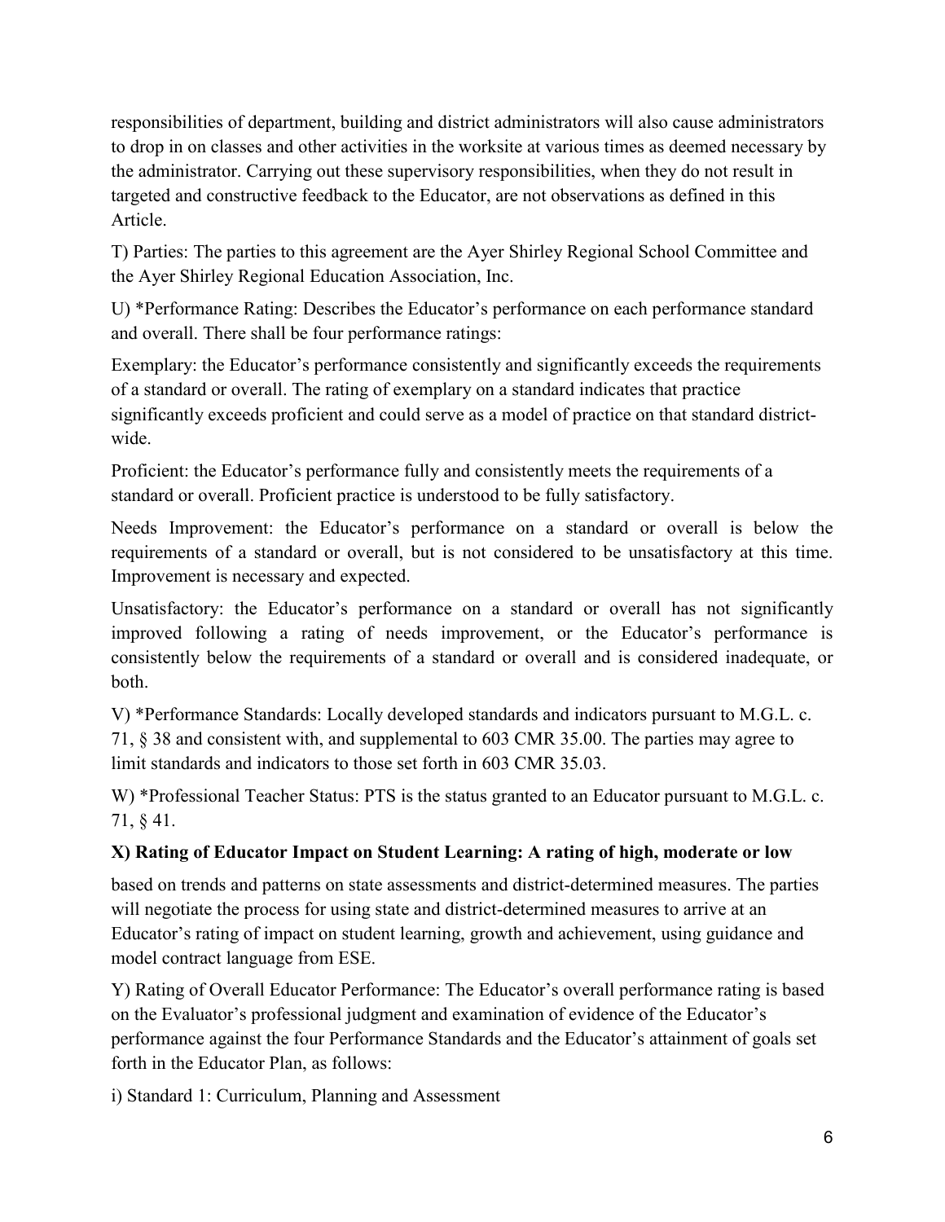responsibilities of department, building and district administrators will also cause administrators to drop in on classes and other activities in the worksite at various times as deemed necessary by the administrator. Carrying out these supervisory responsibilities, when they do not result in targeted and constructive feedback to the Educator, are not observations as defined in this Article.

T) Parties: The parties to this agreement are the Ayer Shirley Regional School Committee and the Ayer Shirley Regional Education Association, Inc.

U) *Performance Rating: Describes the Educator's performance on each performance standard and overall. There shall be four performance ratings:

Exemplary: the Educator's performance consistently and significantly exceeds the requirements of a standard or overall. The rating of exemplary on a standard indicates that practice significantly exceeds proficient and could serve as a model of practice on that standard district-wide.

Proficient: the Educator's performance fully and consistently meets the requirements of a standard or overall. Proficient practice is understood to be fully satisfactory.

Needs Improvement: the Educator's performance on a standard or overall is below the requirements of a standard or overall, but is not considered to be unsatisfactory at this time. Improvement is necessary and expected.

Unsatisfactory: the Educator's performance on a standard or overall has not significantly improved following a rating of needs improvement, or the Educator's performance is consistently below the requirements of a standard or overall and is considered inadequate, or both.

V) *Performance Standards: Locally developed standards and indicators pursuant to M.G.L. c. 71, § 38 and consistent with, and supplemental to 603 CMR 35.00. The parties may agree to limit standards and indicators to those set forth in 603 CMR 35.03.

W) *Professional Teacher Status: PTS is the status granted to an Educator pursuant to M.G.L. c. 71, § 41.

**X) Rating of Educator Impact on Student Learning: A rating of high, moderate or low** based on trends and patterns on state assessments and district-determined measures. The parties will negotiate the process for using state and district-determined measures to arrive at an Educator's rating of impact on student learning, growth and achievement, using guidance and model contract language from ESE.

Y) Rating of Overall Educator Performance: The Educator's overall performance rating is based on the Evaluator's professional judgment and examination of evidence of the Educator's performance against the four Performance Standards and the Educator's attainment of goals set forth in the Educator Plan, as follows:

i) Standard 1: Curriculum, Planning and Assessment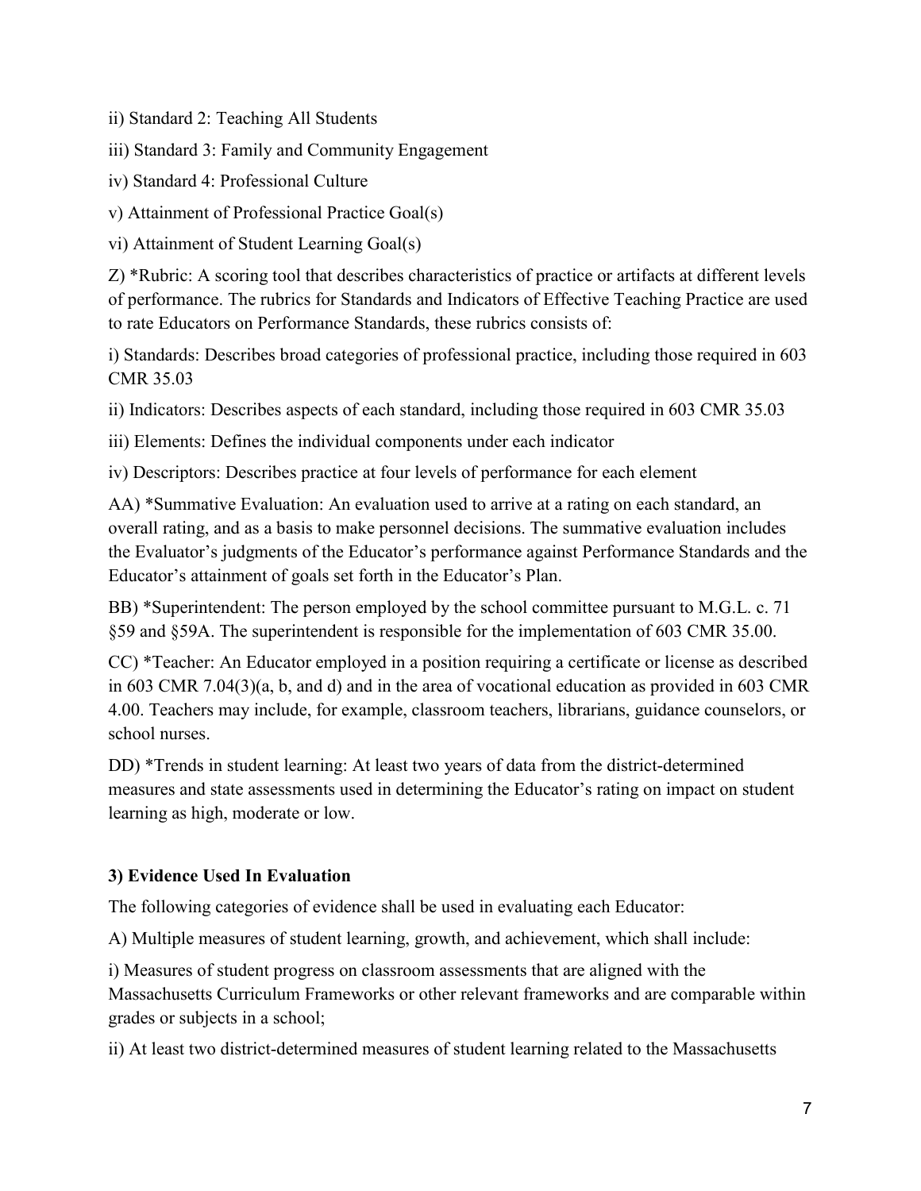ii) Standard 2: Teaching All Students

iii) Standard 3: Family and Community Engagement

iv) Standard 4: Professional Culture

v) Attainment of Professional Practice Goal(s)

vi) Attainment of Student Learning Goal(s)

Z) *Rubric: A scoring tool that describes characteristics of practice or artifacts at different levels of performance. The rubrics for Standards and Indicators of Effective Teaching Practice are used to rate Educators on Performance Standards, these rubrics consists of:

i) Standards: Describes broad categories of professional practice, including those required in 603 CMR 35.03

ii) Indicators: Describes aspects of each standard, including those required in 603 CMR 35.03

iii) Elements: Defines the individual components under each indicator

iv) Descriptors: Describes practice at four levels of performance for each element

AA) *Summative Evaluation: An evaluation used to arrive at a rating on each standard, an overall rating, and as a basis to make personnel decisions. The summative evaluation includes the Evaluator's judgments of the Educator's performance against Performance Standards and the Educator's attainment of goals set forth in the Educator's Plan.

BB) *Superintendent: The person employed by the school committee pursuant to M.G.L. c. 71 §59 and §59A. The superintendent is responsible for the implementation of 603 CMR 35.00.

CC) *Teacher: An Educator employed in a position requiring a certificate or license as described in 603 CMR 7.04(3)(a, b, and d) and in the area of vocational education as provided in 603 CMR 4.00. Teachers may include, for example, classroom teachers, librarians, guidance counselors, or school nurses.

DD) *Trends in student learning: At least two years of data from the district-determined measures and state assessments used in determining the Educator's rating on impact on student learning as high, moderate or low.

### 3) Evidence Used In Evaluation

The following categories of evidence shall be used in evaluating each Educator:

A) Multiple measures of student learning, growth, and achievement, which shall include:

i) Measures of student progress on classroom assessments that are aligned with the Massachusetts Curriculum Frameworks or other relevant frameworks and are comparable within grades or subjects in a school;

ii) At least two district-determined measures of student learning related to the Massachusetts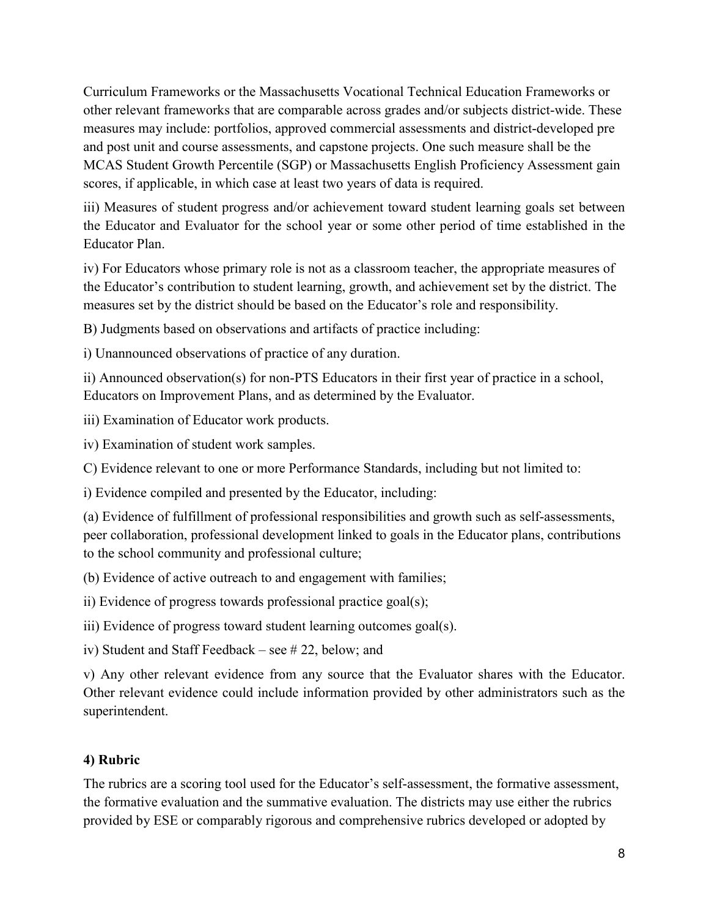Curriculum Frameworks or the Massachusetts Vocational Technical Education Frameworks or other relevant frameworks that are comparable across grades and/or subjects district-wide. These measures may include: portfolios, approved commercial assessments and district-developed pre and post unit and course assessments, and capstone projects. One such measure shall be the MCAS Student Growth Percentile (SGP) or Massachusetts English Proficiency Assessment gain scores, if applicable, in which case at least two years of data is required.

iii) Measures of student progress and/or achievement toward student learning goals set between the Educator and Evaluator for the school year or some other period of time established in the Educator Plan.

iv) For Educators whose primary role is not as a classroom teacher, the appropriate measures of the Educator's contribution to student learning, growth, and achievement set by the district. The measures set by the district should be based on the Educator's role and responsibility.

B) Judgments based on observations and artifacts of practice including:

i) Unannounced observations of practice of any duration.

ii) Announced observation(s) for non-PTS Educators in their first year of practice in a school, Educators on Improvement Plans, and as determined by the Evaluator.

iii) Examination of Educator work products.

iv) Examination of student work samples.

C) Evidence relevant to one or more Performance Standards, including but not limited to:

i) Evidence compiled and presented by the Educator, including:

(a) Evidence of fulfillment of professional responsibilities and growth such as self-assessments, peer collaboration, professional development linked to goals in the Educator plans, contributions to the school community and professional culture;

(b) Evidence of active outreach to and engagement with families;

ii) Evidence of progress towards professional practice goal(s);

iii) Evidence of progress toward student learning outcomes goal(s).

iv) Student and Staff Feedback – see # 22, below; and

v) Any other relevant evidence from any source that the Evaluator shares with the Educator. Other relevant evidence could include information provided by other administrators such as the superintendent.

**4) Rubric**

The rubrics are a scoring tool used for the Educator's self-assessment, the formative assessment, the formative evaluation and the summative evaluation. The districts may use either the rubrics provided by ESE or comparably rigorous and comprehensive rubrics developed or adopted by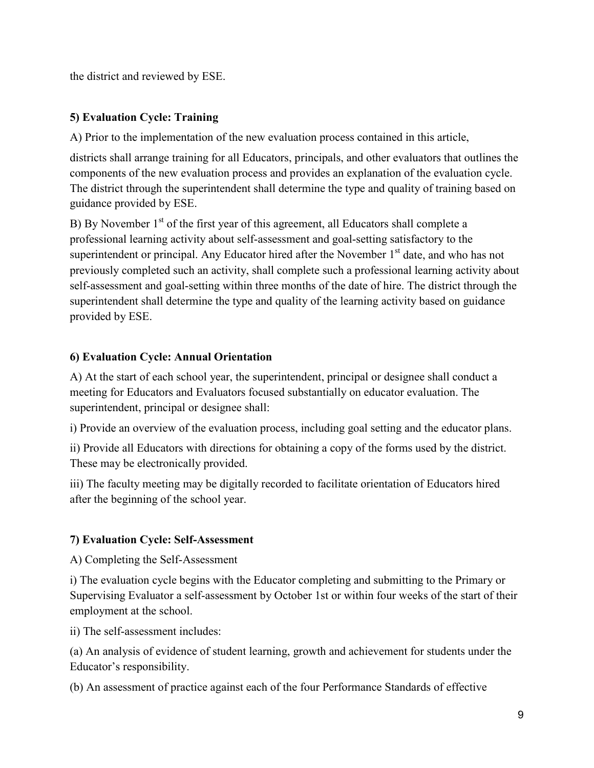the district and reviewed by ESE.

**5) Evaluation Cycle: Training**

A) Prior to the implementation of the new evaluation process contained in this article,

districts shall arrange training for all Educators, principals, and other evaluators that outlines the components of the new evaluation process and provides an explanation of the evaluation cycle. The district through the superintendent shall determine the type and quality of training based on guidance provided by ESE.

B) By November 1st of the first year of this agreement, all Educators shall complete a professional learning activity about self-assessment and goal-setting satisfactory to the superintendent or principal. Any Educator hired after the November 1st date, and who has not previously completed such an activity, shall complete such a professional learning activity about self-assessment and goal-setting within three months of the date of hire. The district through the superintendent shall determine the type and quality of the learning activity based on guidance provided by ESE.

**6) Evaluation Cycle: Annual Orientation**

A) At the start of each school year, the superintendent, principal or designee shall conduct a meeting for Educators and Evaluators focused substantially on educator evaluation. The superintendent, principal or designee shall:

i) Provide an overview of the evaluation process, including goal setting and the educator plans.

ii) Provide all Educators with directions for obtaining a copy of the forms used by the district. These may be electronically provided.

iii) The faculty meeting may be digitally recorded to facilitate orientation of Educators hired after the beginning of the school year.

**7) Evaluation Cycle: Self-Assessment**

A) Completing the Self-Assessment

i) The evaluation cycle begins with the Educator completing and submitting to the Primary or Supervising Evaluator a self-assessment by October 1st or within four weeks of the start of their employment at the school.

ii) The self-assessment includes:

(a) An analysis of evidence of student learning, growth and achievement for students under the Educator's responsibility.

(b) An assessment of practice against each of the four Performance Standards of effective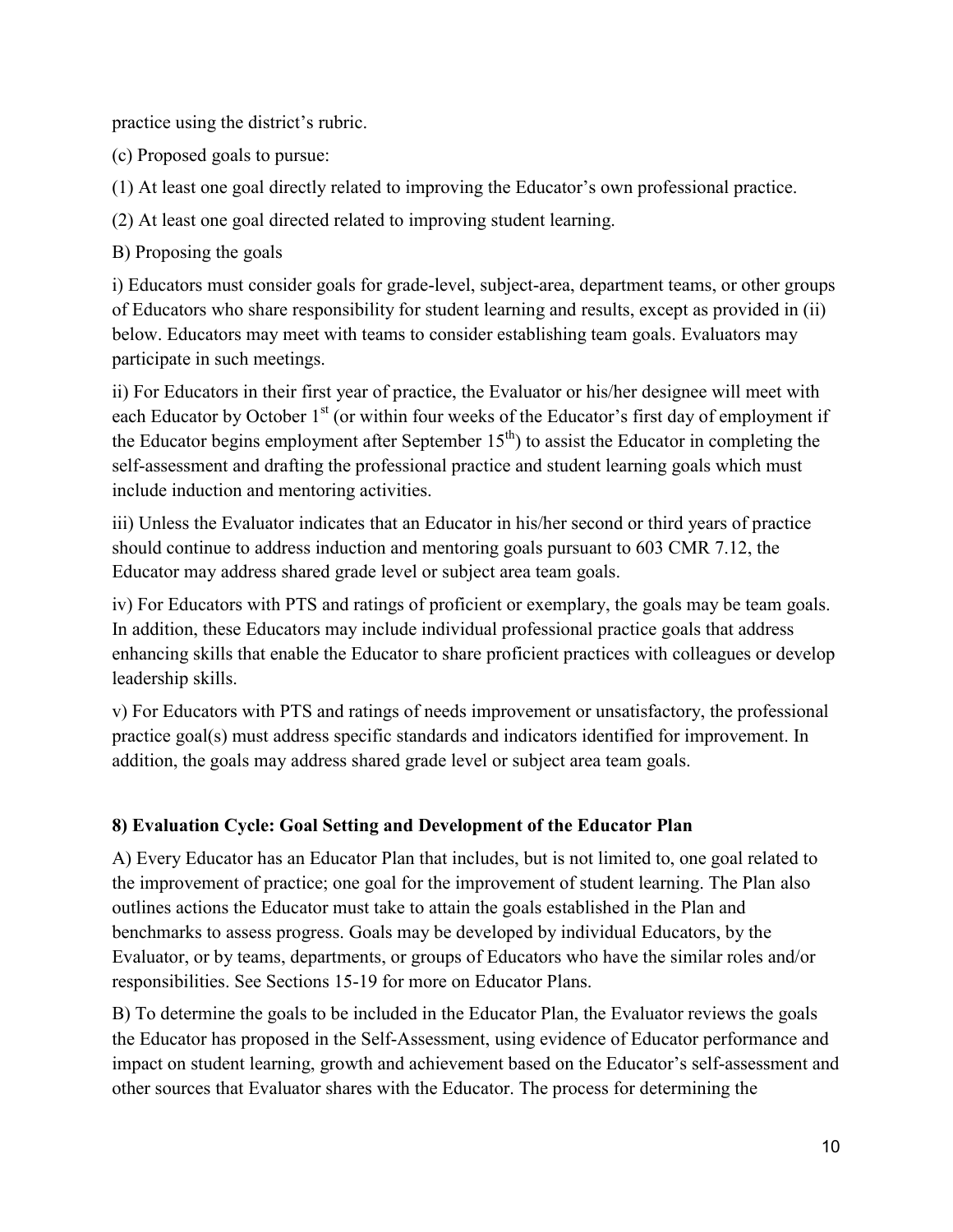practice using the district's rubric.

(c) Proposed goals to pursue:

(1) At least one goal directly related to improving the Educator's own professional practice.

(2) At least one goal directed related to improving student learning.

B) Proposing the goals

i) Educators must consider goals for grade-level, subject-area, department teams, or other groups of Educators who share responsibility for student learning and results, except as provided in (ii) below. Educators may meet with teams to consider establishing team goals. Evaluators may participate in such meetings.

ii) For Educators in their first year of practice, the Evaluator or his/her designee will meet with each Educator by October 1st (or within four weeks of the Educator's first day of employment if the Educator begins employment after September 15th) to assist the Educator in completing the self-assessment and drafting the professional practice and student learning goals which must include induction and mentoring activities.

iii) Unless the Evaluator indicates that an Educator in his/her second or third years of practice should continue to address induction and mentoring goals pursuant to 603 CMR 7.12, the Educator may address shared grade level or subject area team goals.

iv) For Educators with PTS and ratings of proficient or exemplary, the goals may be team goals. In addition, these Educators may include individual professional practice goals that address enhancing skills that enable the Educator to share proficient practices with colleagues or develop leadership skills.

v) For Educators with PTS and ratings of needs improvement or unsatisfactory, the professional practice goal(s) must address specific standards and indicators identified for improvement. In addition, the goals may address shared grade level or subject area team goals.

**8) Evaluation Cycle: Goal Setting and Development of the Educator Plan**

A) Every Educator has an Educator Plan that includes, but is not limited to, one goal related to the improvement of practice; one goal for the improvement of student learning. The Plan also outlines actions the Educator must take to attain the goals established in the Plan and benchmarks to assess progress. Goals may be developed by individual Educators, by the Evaluator, or by teams, departments, or groups of Educators who have the similar roles and/or responsibilities. See Sections 15-19 for more on Educator Plans.

B) To determine the goals to be included in the Educator Plan, the Evaluator reviews the goals the Educator has proposed in the Self-Assessment, using evidence of Educator performance and impact on student learning, growth and achievement based on the Educator's self-assessment and other sources that Evaluator shares with the Educator. The process for determining the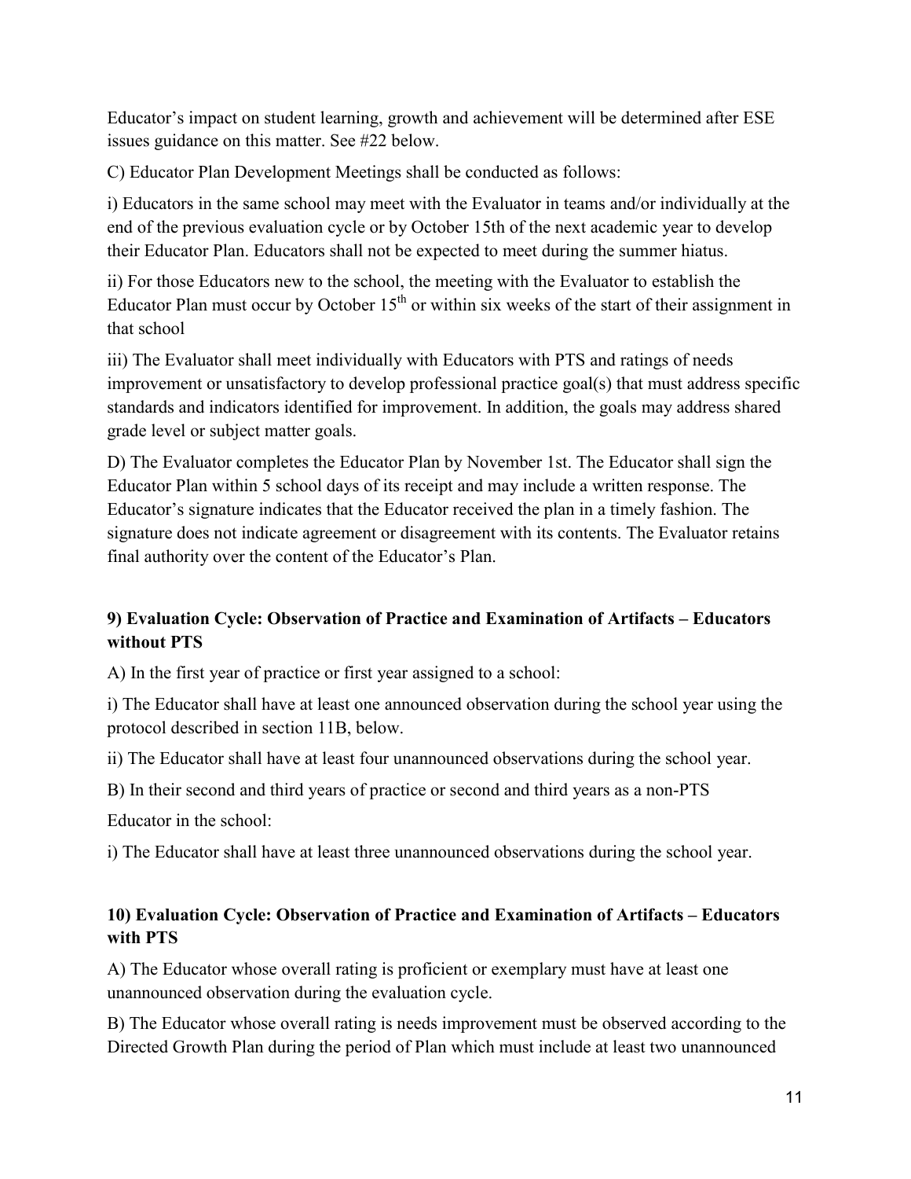Educator's impact on student learning, growth and achievement will be determined after ESE issues guidance on this matter. See #22 below.

C) Educator Plan Development Meetings shall be conducted as follows:

i) Educators in the same school may meet with the Evaluator in teams and/or individually at the end of the previous evaluation cycle or by October 15th of the next academic year to develop their Educator Plan. Educators shall not be expected to meet during the summer hiatus.

ii) For those Educators new to the school, the meeting with the Evaluator to establish the Educator Plan must occur by October 15th or within six weeks of the start of their assignment in that school

iii) The Evaluator shall meet individually with Educators with PTS and ratings of needs improvement or unsatisfactory to develop professional practice goal(s) that must address specific standards and indicators identified for improvement. In addition, the goals may address shared grade level or subject matter goals.

D) The Evaluator completes the Educator Plan by November 1st. The Educator shall sign the Educator Plan within 5 school days of its receipt and may include a written response. The Educator's signature indicates that the Educator received the plan in a timely fashion. The signature does not indicate agreement or disagreement with its contents. The Evaluator retains final authority over the content of the Educator's Plan.

**9) Evaluation Cycle: Observation of Practice and Examination of Artifacts – Educators without PTS**

A) In the first year of practice or first year assigned to a school:

i) The Educator shall have at least one announced observation during the school year using the protocol described in section 11B, below.

ii) The Educator shall have at least four unannounced observations during the school year.

B) In their second and third years of practice or second and third years as a non-PTS Educator in the school:

i) The Educator shall have at least three unannounced observations during the school year.

**10) Evaluation Cycle: Observation of Practice and Examination of Artifacts – Educators with PTS**

A) The Educator whose overall rating is proficient or exemplary must have at least one unannounced observation during the evaluation cycle.

B) The Educator whose overall rating is needs improvement must be observed according to the Directed Growth Plan during the period of Plan which must include at least two unannounced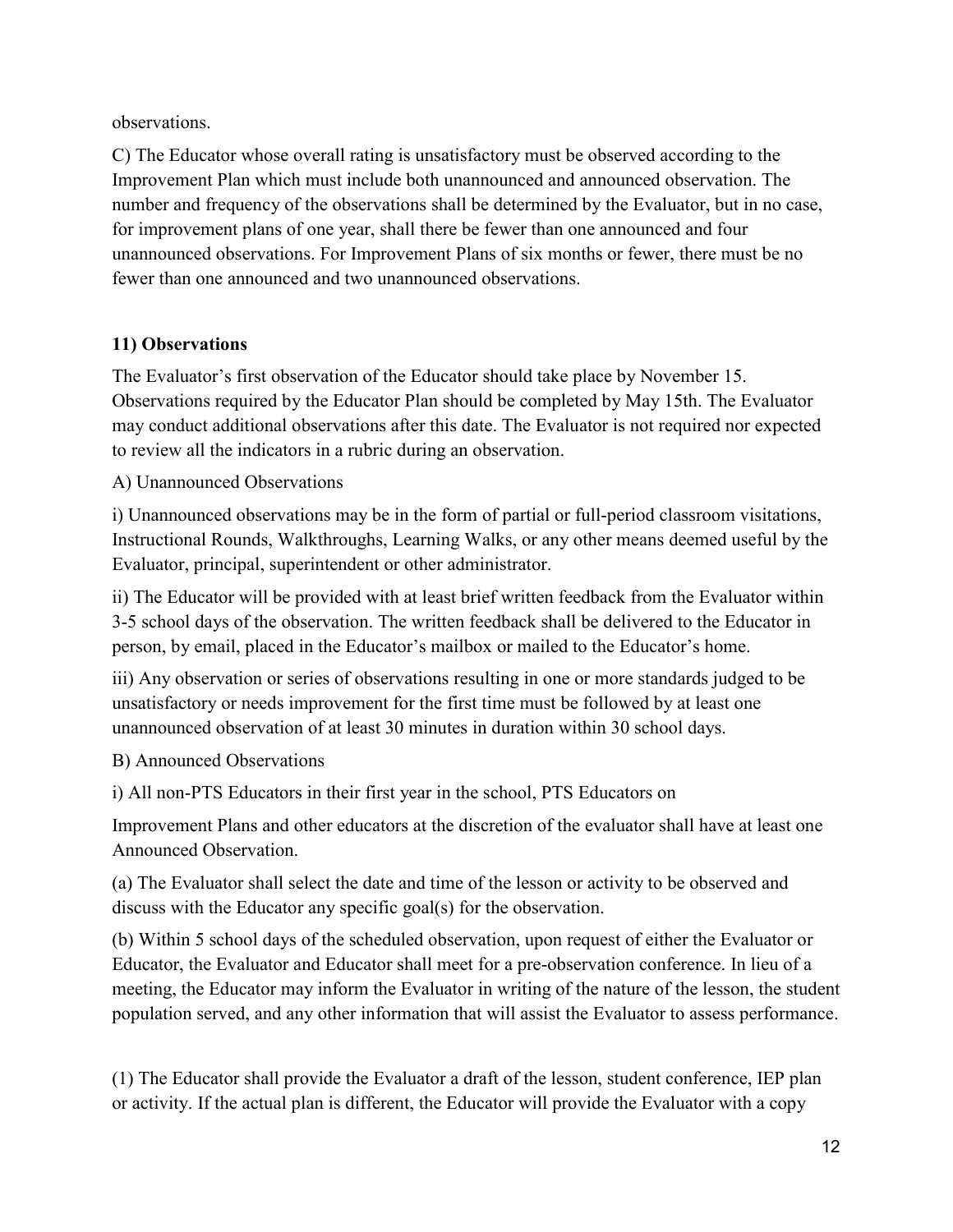observations.

C) The Educator whose overall rating is unsatisfactory must be observed according to the Improvement Plan which must include both unannounced and announced observation. The number and frequency of the observations shall be determined by the Evaluator, but in no case, for improvement plans of one year, shall there be fewer than one announced and four unannounced observations. For Improvement Plans of six months or fewer, there must be no fewer than one announced and two unannounced observations.

**11) Observations**

The Evaluator's first observation of the Educator should take place by November 15. Observations required by the Educator Plan should be completed by May 15th. The Evaluator may conduct additional observations after this date. The Evaluator is not required nor expected to review all the indicators in a rubric during an observation.

A) Unannounced Observations

i) Unannounced observations may be in the form of partial or full-period classroom visitations, Instructional Rounds, Walkthroughs, Learning Walks, or any other means deemed useful by the Evaluator, principal, superintendent or other administrator.

ii) The Educator will be provided with at least brief written feedback from the Evaluator within 3-5 school days of the observation. The written feedback shall be delivered to the Educator in person, by email, placed in the Educator's mailbox or mailed to the Educator's home.

iii) Any observation or series of observations resulting in one or more standards judged to be unsatisfactory or needs improvement for the first time must be followed by at least one unannounced observation of at least 30 minutes in duration within 30 school days.

B) Announced Observations

i) All non-PTS Educators in their first year in the school, PTS Educators on

Improvement Plans and other educators at the discretion of the evaluator shall have at least one Announced Observation.

(a) The Evaluator shall select the date and time of the lesson or activity to be observed and discuss with the Educator any specific goal(s) for the observation.

(b) Within 5 school days of the scheduled observation, upon request of either the Evaluator or Educator, the Evaluator and Educator shall meet for a pre-observation conference. In lieu of a meeting, the Educator may inform the Evaluator in writing of the nature of the lesson, the student population served, and any other information that will assist the Evaluator to assess performance.

(1) The Educator shall provide the Evaluator a draft of the lesson, student conference, IEP plan or activity. If the actual plan is different, the Educator will provide the Evaluator with a copy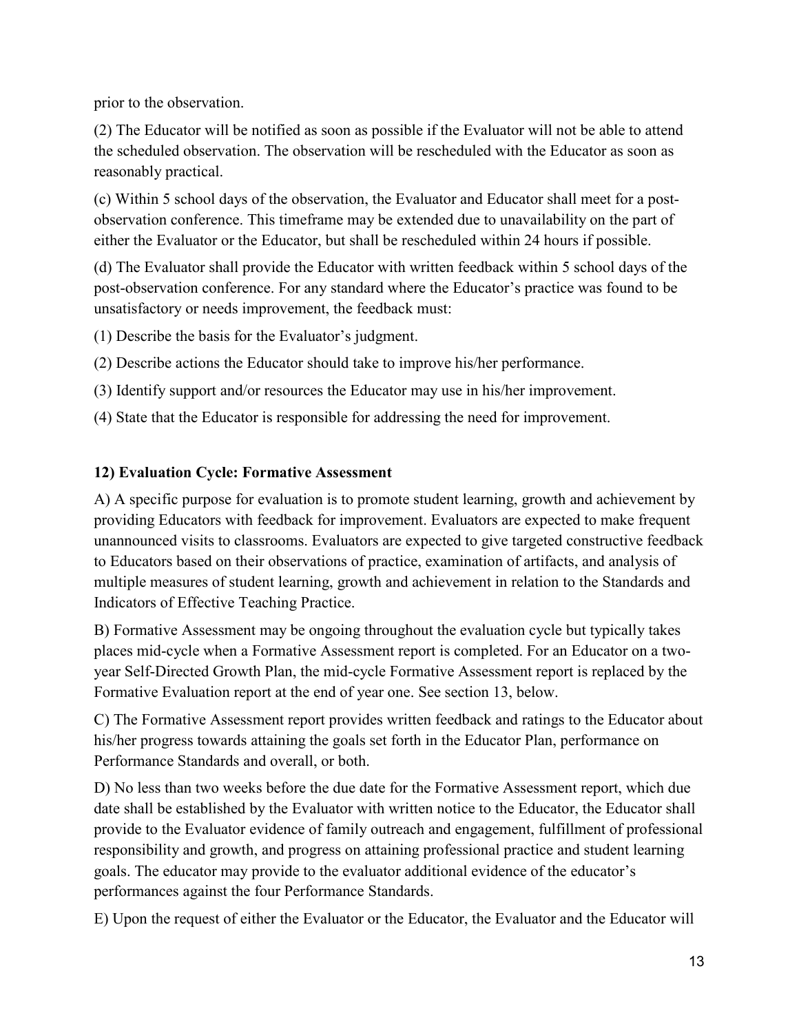prior to the observation.

(2) The Educator will be notified as soon as possible if the Evaluator will not be able to attend the scheduled observation. The observation will be rescheduled with the Educator as soon as reasonably practical.

(c) Within 5 school days of the observation, the Evaluator and Educator shall meet for a post-observation conference. This timeframe may be extended due to unavailability on the part of either the Evaluator or the Educator, but shall be rescheduled within 24 hours if possible.

(d) The Evaluator shall provide the Educator with written feedback within 5 school days of the post-observation conference. For any standard where the Educator's practice was found to be unsatisfactory or needs improvement, the feedback must:

(1) Describe the basis for the Evaluator's judgment.

(2) Describe actions the Educator should take to improve his/her performance.

(3) Identify support and/or resources the Educator may use in his/her improvement.

(4) State that the Educator is responsible for addressing the need for improvement.

**12) Evaluation Cycle: Formative Assessment**

A) A specific purpose for evaluation is to promote student learning, growth and achievement by providing Educators with feedback for improvement. Evaluators are expected to make frequent unannounced visits to classrooms. Evaluators are expected to give targeted constructive feedback to Educators based on their observations of practice, examination of artifacts, and analysis of multiple measures of student learning, growth and achievement in relation to the Standards and Indicators of Effective Teaching Practice.

B) Formative Assessment may be ongoing throughout the evaluation cycle but typically takes places mid-cycle when a Formative Assessment report is completed. For an Educator on a two-year Self-Directed Growth Plan, the mid-cycle Formative Assessment report is replaced by the Formative Evaluation report at the end of year one. See section 13, below.

C) The Formative Assessment report provides written feedback and ratings to the Educator about his/her progress towards attaining the goals set forth in the Educator Plan, performance on Performance Standards and overall, or both.

D) No less than two weeks before the due date for the Formative Assessment report, which due date shall be established by the Evaluator with written notice to the Educator, the Educator shall provide to the Evaluator evidence of family outreach and engagement, fulfillment of professional responsibility and growth, and progress on attaining professional practice and student learning goals. The educator may provide to the evaluator additional evidence of the educator's performances against the four Performance Standards.

E) Upon the request of either the Evaluator or the Educator, the Evaluator and the Educator will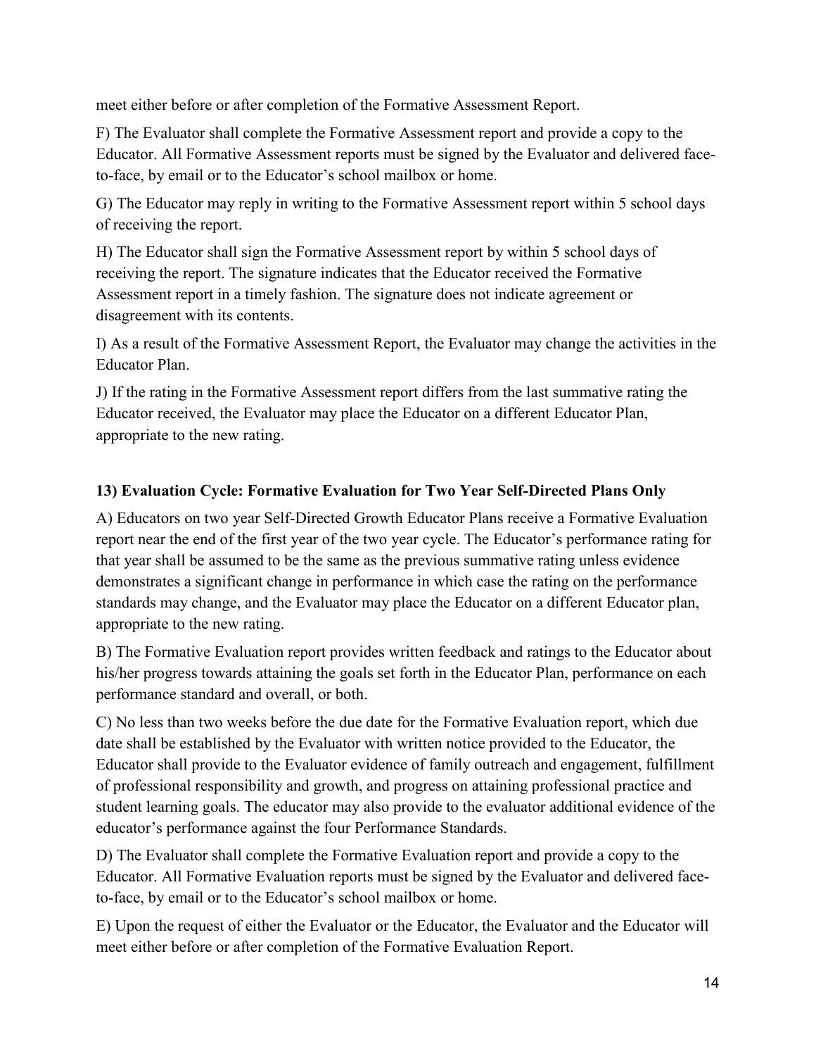meet either before or after completion of the Formative Assessment Report.

F) The Evaluator shall complete the Formative Assessment report and provide a copy to the Educator. All Formative Assessment reports must be signed by the Evaluator and delivered face-to-face, by email or to the Educator's school mailbox or home.

G) The Educator may reply in writing to the Formative Assessment report within 5 school days of receiving the report.

H) The Educator shall sign the Formative Assessment report by within 5 school days of receiving the report. The signature indicates that the Educator received the Formative Assessment report in a timely fashion. The signature does not indicate agreement or disagreement with its contents.

I) As a result of the Formative Assessment Report, the Evaluator may change the activities in the Educator Plan.

J) If the rating in the Formative Assessment report differs from the last summative rating the Educator received, the Evaluator may place the Educator on a different Educator Plan, appropriate to the new rating.

**13) Evaluation Cycle: Formative Evaluation for Two Year Self-Directed Plans Only**

A) Educators on two year Self-Directed Growth Educator Plans receive a Formative Evaluation report near the end of the first year of the two year cycle. The Educator's performance rating for that year shall be assumed to be the same as the previous summative rating unless evidence demonstrates a significant change in performance in which case the rating on the performance standards may change, and the Evaluator may place the Educator on a different Educator plan, appropriate to the new rating.

B) The Formative Evaluation report provides written feedback and ratings to the Educator about his/her progress towards attaining the goals set forth in the Educator Plan, performance on each performance standard and overall, or both.

C) No less than two weeks before the due date for the Formative Evaluation report, which due date shall be established by the Evaluator with written notice provided to the Educator, the Educator shall provide to the Evaluator evidence of family outreach and engagement, fulfillment of professional responsibility and growth, and progress on attaining professional practice and student learning goals. The educator may also provide to the evaluator additional evidence of the educator's performance against the four Performance Standards.

D) The Evaluator shall complete the Formative Evaluation report and provide a copy to the Educator. All Formative Evaluation reports must be signed by the Evaluator and delivered face-to-face, by email or to the Educator's school mailbox or home.

E) Upon the request of either the Evaluator or the Educator, the Evaluator and the Educator will meet either before or after completion of the Formative Evaluation Report.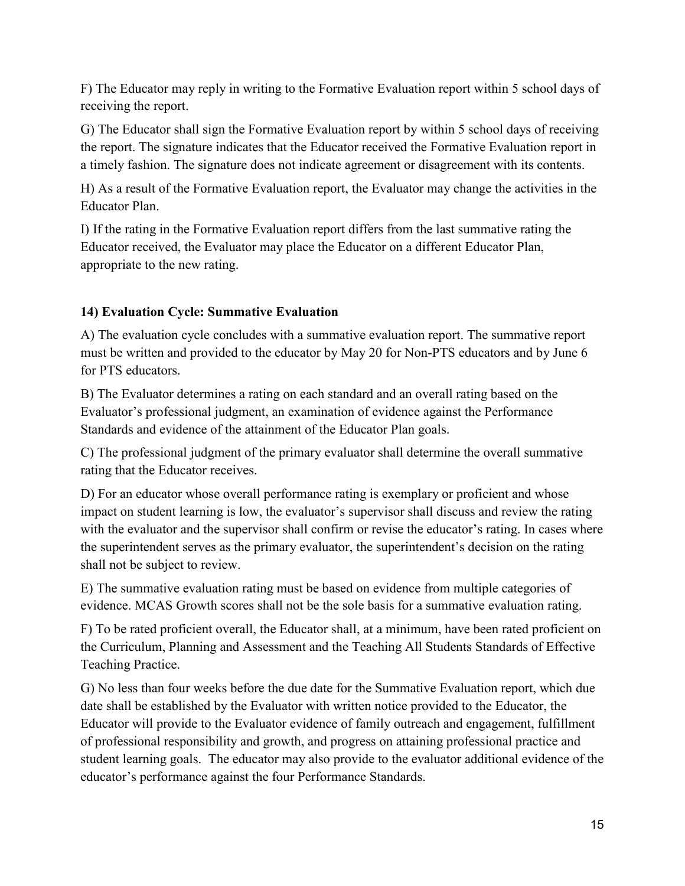F) The Educator may reply in writing to the Formative Evaluation report within 5 school days of receiving the report.

G) The Educator shall sign the Formative Evaluation report by within 5 school days of receiving the report. The signature indicates that the Educator received the Formative Evaluation report in a timely fashion. The signature does not indicate agreement or disagreement with its contents.

H) As a result of the Formative Evaluation report, the Evaluator may change the activities in the Educator Plan.

I) If the rating in the Formative Evaluation report differs from the last summative rating the Educator received, the Evaluator may place the Educator on a different Educator Plan, appropriate to the new rating.

### 14) Evaluation Cycle: Summative Evaluation

A) The evaluation cycle concludes with a summative evaluation report. The summative report must be written and provided to the educator by May 20 for Non-PTS educators and by June 6 for PTS educators.

B) The Evaluator determines a rating on each standard and an overall rating based on the Evaluator's professional judgment, an examination of evidence against the Performance Standards and evidence of the attainment of the Educator Plan goals.

C) The professional judgment of the primary evaluator shall determine the overall summative rating that the Educator receives.

D) For an educator whose overall performance rating is exemplary or proficient and whose impact on student learning is low, the evaluator's supervisor shall discuss and review the rating with the evaluator and the supervisor shall confirm or revise the educator's rating. In cases where the superintendent serves as the primary evaluator, the superintendent's decision on the rating shall not be subject to review.

E) The summative evaluation rating must be based on evidence from multiple categories of evidence. MCAS Growth scores shall not be the sole basis for a summative evaluation rating.

F) To be rated proficient overall, the Educator shall, at a minimum, have been rated proficient on the Curriculum, Planning and Assessment and the Teaching All Students Standards of Effective Teaching Practice.

G) No less than four weeks before the due date for the Summative Evaluation report, which due date shall be established by the Evaluator with written notice provided to the Educator, the Educator will provide to the Evaluator evidence of family outreach and engagement, fulfillment of professional responsibility and growth, and progress on attaining professional practice and student learning goals. The educator may also provide to the evaluator additional evidence of the educator's performance against the four Performance Standards.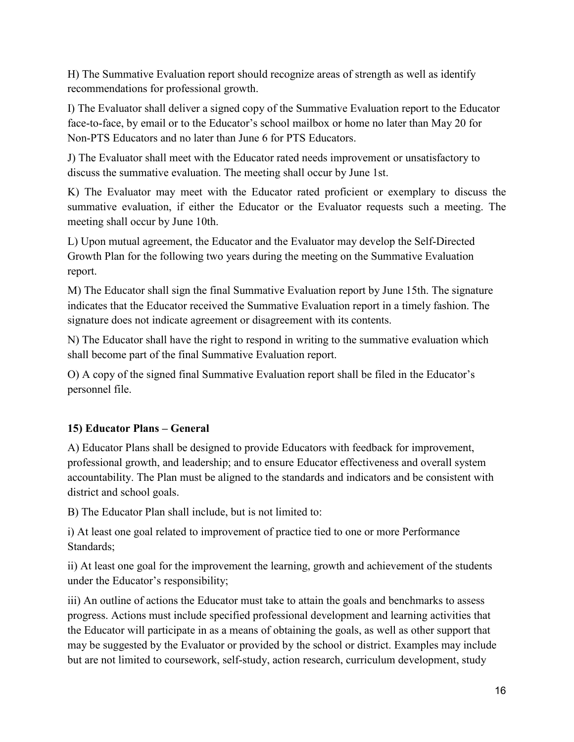H) The Summative Evaluation report should recognize areas of strength as well as identify recommendations for professional growth.

I) The Evaluator shall deliver a signed copy of the Summative Evaluation report to the Educator face-to-face, by email or to the Educator's school mailbox or home no later than May 20 for Non-PTS Educators and no later than June 6 for PTS Educators.

J) The Evaluator shall meet with the Educator rated needs improvement or unsatisfactory to discuss the summative evaluation. The meeting shall occur by June 1st.

K) The Evaluator may meet with the Educator rated proficient or exemplary to discuss the summative evaluation, if either the Educator or the Evaluator requests such a meeting. The meeting shall occur by June 10th.

L) Upon mutual agreement, the Educator and the Evaluator may develop the Self-Directed Growth Plan for the following two years during the meeting on the Summative Evaluation report.

M) The Educator shall sign the final Summative Evaluation report by June 15th. The signature indicates that the Educator received the Summative Evaluation report in a timely fashion. The signature does not indicate agreement or disagreement with its contents.

N) The Educator shall have the right to respond in writing to the summative evaluation which shall become part of the final Summative Evaluation report.

O) A copy of the signed final Summative Evaluation report shall be filed in the Educator's personnel file.

### 15) Educator Plans – General

A) Educator Plans shall be designed to provide Educators with feedback for improvement, professional growth, and leadership; and to ensure Educator effectiveness and overall system accountability. The Plan must be aligned to the standards and indicators and be consistent with district and school goals.

B) The Educator Plan shall include, but is not limited to:

i) At least one goal related to improvement of practice tied to one or more Performance Standards;

ii) At least one goal for the improvement the learning, growth and achievement of the students under the Educator's responsibility;

iii) An outline of actions the Educator must take to attain the goals and benchmarks to assess progress. Actions must include specified professional development and learning activities that the Educator will participate in as a means of obtaining the goals, as well as other support that may be suggested by the Evaluator or provided by the school or district. Examples may include but are not limited to coursework, self-study, action research, curriculum development, study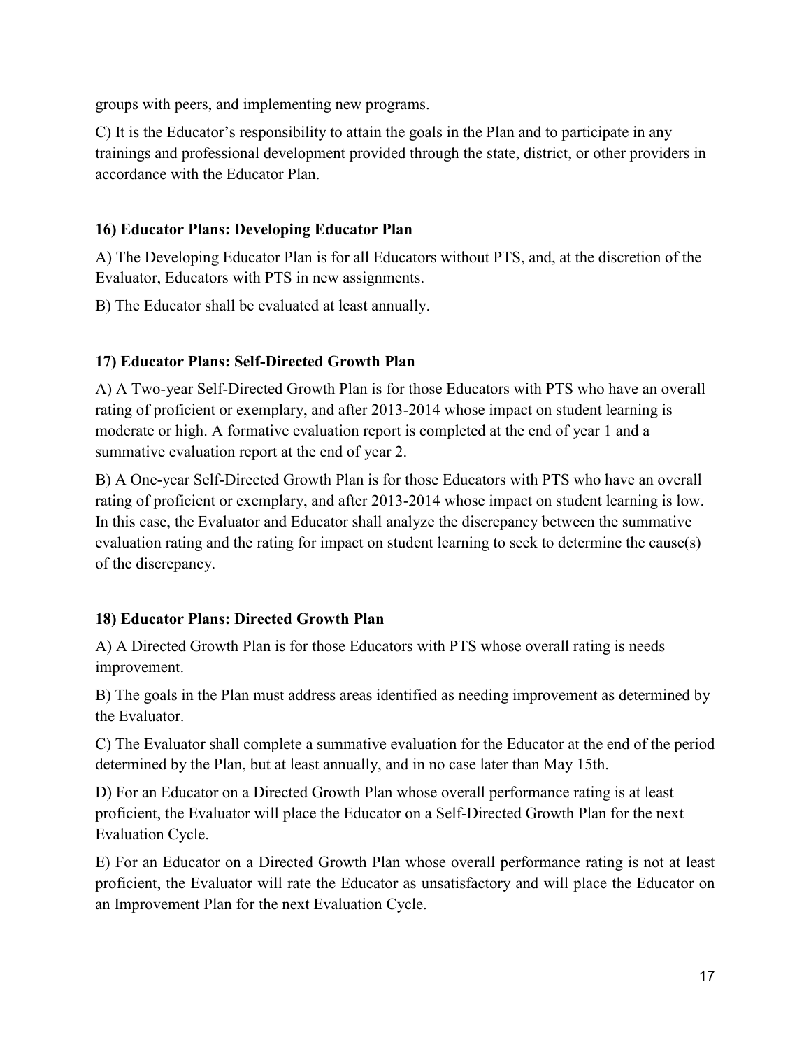groups with peers, and implementing new programs.

C) It is the Educator's responsibility to attain the goals in the Plan and to participate in any trainings and professional development provided through the state, district, or other providers in accordance with the Educator Plan.

**16) Educator Plans: Developing Educator Plan**

A) The Developing Educator Plan is for all Educators without PTS, and, at the discretion of the Evaluator, Educators with PTS in new assignments.

B) The Educator shall be evaluated at least annually.

**17) Educator Plans: Self-Directed Growth Plan**

A) A Two-year Self-Directed Growth Plan is for those Educators with PTS who have an overall rating of proficient or exemplary, and after 2013-2014 whose impact on student learning is moderate or high. A formative evaluation report is completed at the end of year 1 and a summative evaluation report at the end of year 2.

B) A One-year Self-Directed Growth Plan is for those Educators with PTS who have an overall rating of proficient or exemplary, and after 2013-2014 whose impact on student learning is low. In this case, the Evaluator and Educator shall analyze the discrepancy between the summative evaluation rating and the rating for impact on student learning to seek to determine the cause(s) of the discrepancy.

**18) Educator Plans: Directed Growth Plan**

A) A Directed Growth Plan is for those Educators with PTS whose overall rating is needs improvement.

B) The goals in the Plan must address areas identified as needing improvement as determined by the Evaluator.

C) The Evaluator shall complete a summative evaluation for the Educator at the end of the period determined by the Plan, but at least annually, and in no case later than May 15th.

D) For an Educator on a Directed Growth Plan whose overall performance rating is at least proficient, the Evaluator will place the Educator on a Self-Directed Growth Plan for the next Evaluation Cycle.

E) For an Educator on a Directed Growth Plan whose overall performance rating is not at least proficient, the Evaluator will rate the Educator as unsatisfactory and will place the Educator on an Improvement Plan for the next Evaluation Cycle.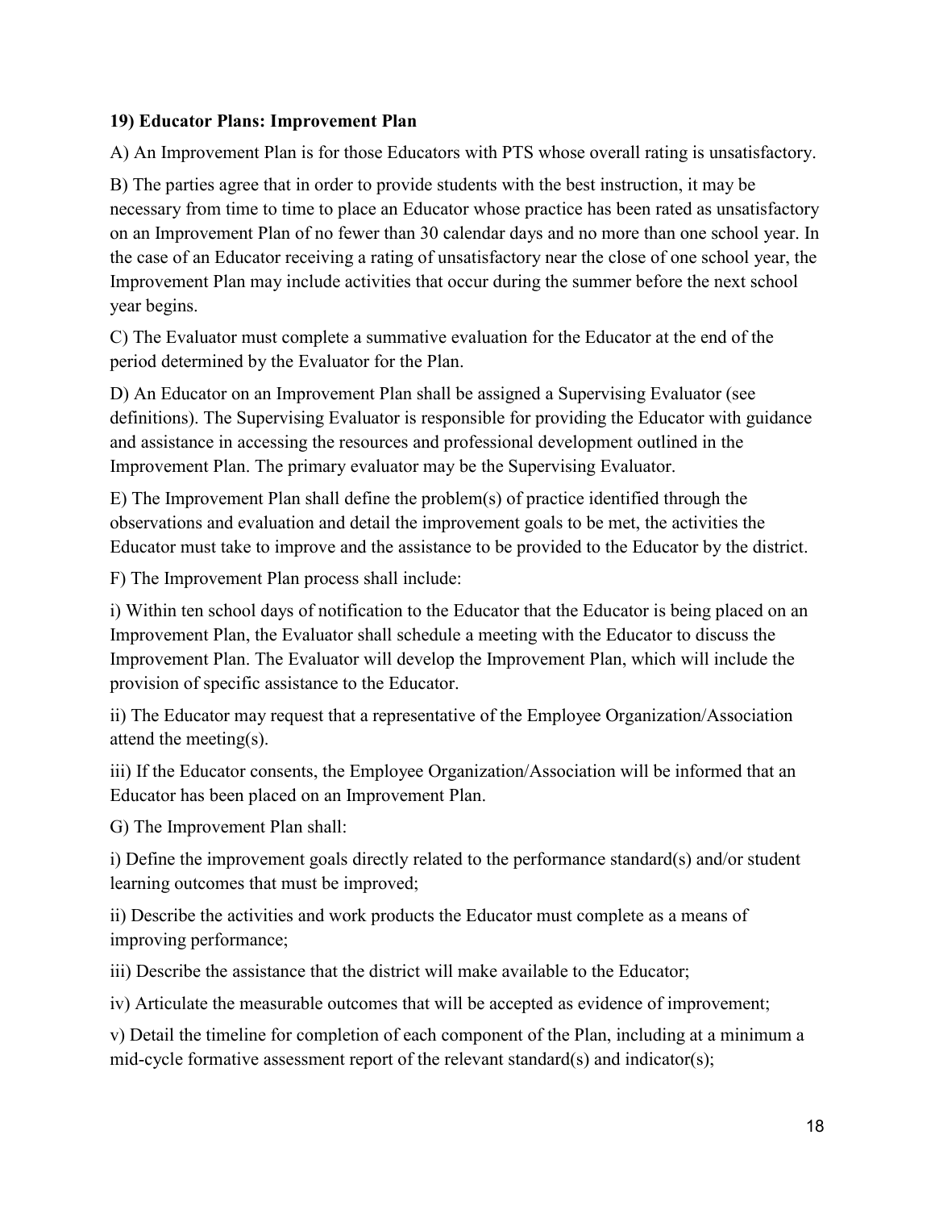**19) Educator Plans: Improvement Plan**

A) An Improvement Plan is for those Educators with PTS whose overall rating is unsatisfactory.

B) The parties agree that in order to provide students with the best instruction, it may be necessary from time to time to place an Educator whose practice has been rated as unsatisfactory on an Improvement Plan of no fewer than 30 calendar days and no more than one school year. In the case of an Educator receiving a rating of unsatisfactory near the close of one school year, the Improvement Plan may include activities that occur during the summer before the next school year begins.

C) The Evaluator must complete a summative evaluation for the Educator at the end of the period determined by the Evaluator for the Plan.

D) An Educator on an Improvement Plan shall be assigned a Supervising Evaluator (see definitions). The Supervising Evaluator is responsible for providing the Educator with guidance and assistance in accessing the resources and professional development outlined in the Improvement Plan. The primary evaluator may be the Supervising Evaluator.

E) The Improvement Plan shall define the problem(s) of practice identified through the observations and evaluation and detail the improvement goals to be met, the activities the Educator must take to improve and the assistance to be provided to the Educator by the district.

F) The Improvement Plan process shall include:

i) Within ten school days of notification to the Educator that the Educator is being placed on an Improvement Plan, the Evaluator shall schedule a meeting with the Educator to discuss the Improvement Plan. The Evaluator will develop the Improvement Plan, which will include the provision of specific assistance to the Educator.

ii) The Educator may request that a representative of the Employee Organization/Association attend the meeting(s).

iii) If the Educator consents, the Employee Organization/Association will be informed that an Educator has been placed on an Improvement Plan.

G) The Improvement Plan shall:

i) Define the improvement goals directly related to the performance standard(s) and/or student learning outcomes that must be improved;

ii) Describe the activities and work products the Educator must complete as a means of improving performance;

iii) Describe the assistance that the district will make available to the Educator;

iv) Articulate the measurable outcomes that will be accepted as evidence of improvement;

v) Detail the timeline for completion of each component of the Plan, including at a minimum a mid-cycle formative assessment report of the relevant standard(s) and indicator(s);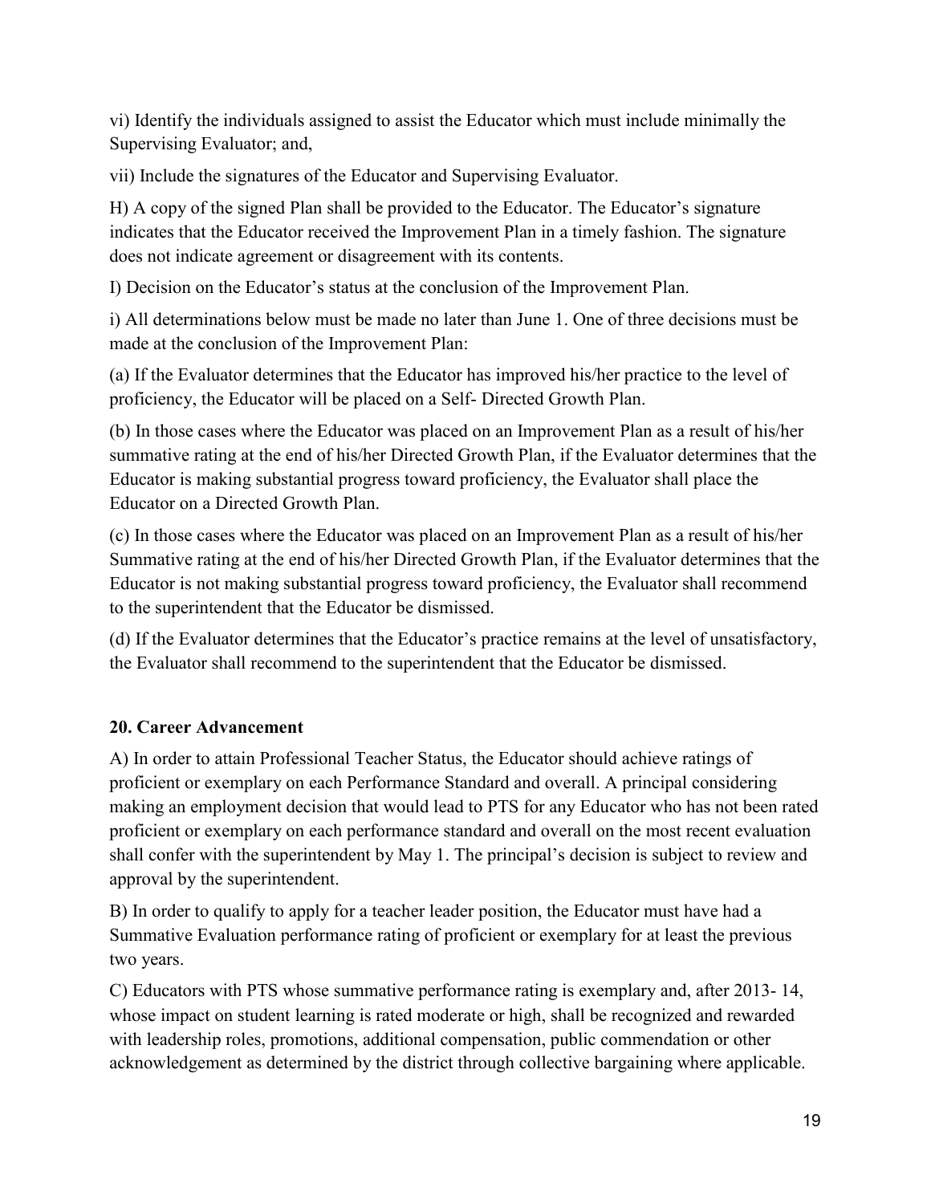vi) Identify the individuals assigned to assist the Educator which must include minimally the Supervising Evaluator; and,

vii) Include the signatures of the Educator and Supervising Evaluator.

H) A copy of the signed Plan shall be provided to the Educator. The Educator's signature indicates that the Educator received the Improvement Plan in a timely fashion. The signature does not indicate agreement or disagreement with its contents.

I) Decision on the Educator's status at the conclusion of the Improvement Plan.

i) All determinations below must be made no later than June 1. One of three decisions must be made at the conclusion of the Improvement Plan:

(a) If the Evaluator determines that the Educator has improved his/her practice to the level of proficiency, the Educator will be placed on a Self- Directed Growth Plan.

(b) In those cases where the Educator was placed on an Improvement Plan as a result of his/her summative rating at the end of his/her Directed Growth Plan, if the Evaluator determines that the Educator is making substantial progress toward proficiency, the Evaluator shall place the Educator on a Directed Growth Plan.

(c) In those cases where the Educator was placed on an Improvement Plan as a result of his/her Summative rating at the end of his/her Directed Growth Plan, if the Evaluator determines that the Educator is not making substantial progress toward proficiency, the Evaluator shall recommend to the superintendent that the Educator be dismissed.

(d) If the Evaluator determines that the Educator's practice remains at the level of unsatisfactory, the Evaluator shall recommend to the superintendent that the Educator be dismissed.

**20. Career Advancement**

A) In order to attain Professional Teacher Status, the Educator should achieve ratings of proficient or exemplary on each Performance Standard and overall. A principal considering making an employment decision that would lead to PTS for any Educator who has not been rated proficient or exemplary on each performance standard and overall on the most recent evaluation shall confer with the superintendent by May 1. The principal's decision is subject to review and approval by the superintendent.

B) In order to qualify to apply for a teacher leader position, the Educator must have had a Summative Evaluation performance rating of proficient or exemplary for at least the previous two years.

C) Educators with PTS whose summative performance rating is exemplary and, after 2013- 14, whose impact on student learning is rated moderate or high, shall be recognized and rewarded with leadership roles, promotions, additional compensation, public commendation or other acknowledgement as determined by the district through collective bargaining where applicable.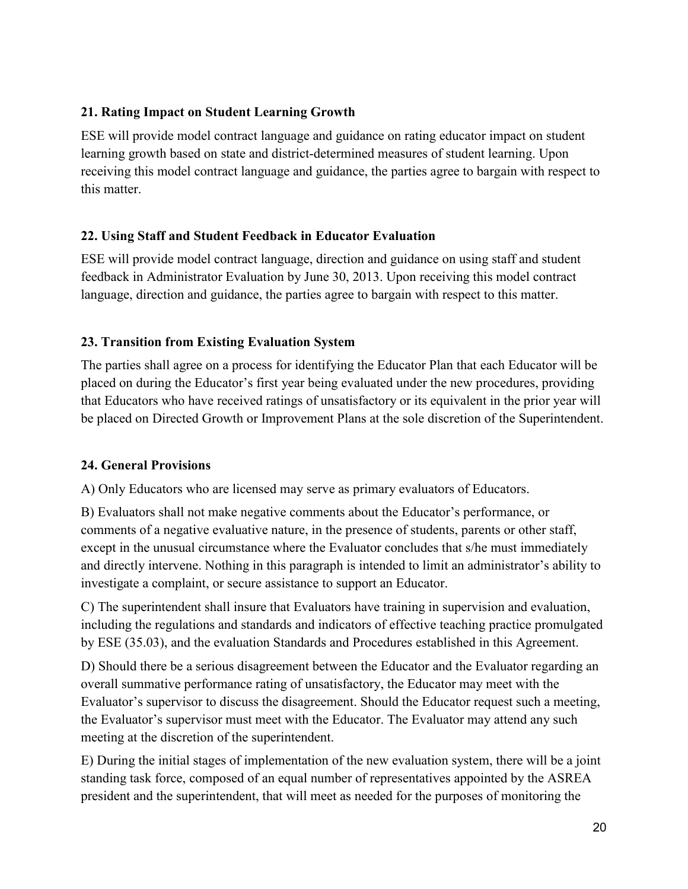### 21. Rating Impact on Student Learning Growth

ESE will provide model contract language and guidance on rating educator impact on student learning growth based on state and district-determined measures of student learning. Upon receiving this model contract language and guidance, the parties agree to bargain with respect to this matter.

### 22. Using Staff and Student Feedback in Educator Evaluation

ESE will provide model contract language, direction and guidance on using staff and student feedback in Administrator Evaluation by June 30, 2013. Upon receiving this model contract language, direction and guidance, the parties agree to bargain with respect to this matter.

### 23. Transition from Existing Evaluation System

The parties shall agree on a process for identifying the Educator Plan that each Educator will be placed on during the Educator's first year being evaluated under the new procedures, providing that Educators who have received ratings of unsatisfactory or its equivalent in the prior year will be placed on Directed Growth or Improvement Plans at the sole discretion of the Superintendent.

### 24. General Provisions

A) Only Educators who are licensed may serve as primary evaluators of Educators.

B) Evaluators shall not make negative comments about the Educator's performance, or comments of a negative evaluative nature, in the presence of students, parents or other staff, except in the unusual circumstance where the Evaluator concludes that s/he must immediately and directly intervene. Nothing in this paragraph is intended to limit an administrator's ability to investigate a complaint, or secure assistance to support an Educator.

C) The superintendent shall insure that Evaluators have training in supervision and evaluation, including the regulations and standards and indicators of effective teaching practice promulgated by ESE (35.03), and the evaluation Standards and Procedures established in this Agreement.

D) Should there be a serious disagreement between the Educator and the Evaluator regarding an overall summative performance rating of unsatisfactory, the Educator may meet with the Evaluator's supervisor to discuss the disagreement. Should the Educator request such a meeting, the Evaluator's supervisor must meet with the Educator. The Evaluator may attend any such meeting at the discretion of the superintendent.

E) During the initial stages of implementation of the new evaluation system, there will be a joint standing task force, composed of an equal number of representatives appointed by the ASREA president and the superintendent, that will meet as needed for the purposes of monitoring the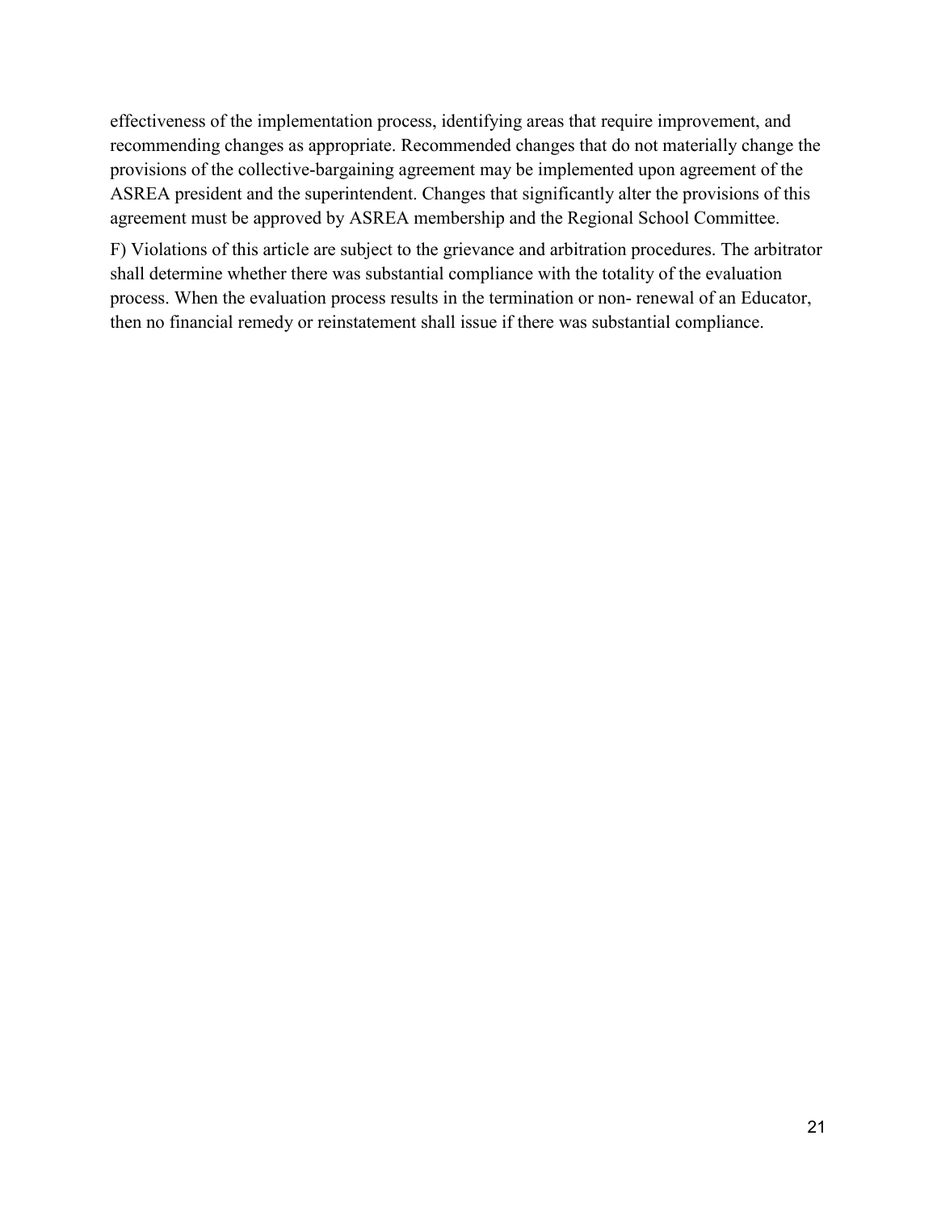effectiveness of the implementation process, identifying areas that require improvement, and recommending changes as appropriate. Recommended changes that do not materially change the provisions of the collective-bargaining agreement may be implemented upon agreement of the ASREA president and the superintendent. Changes that significantly alter the provisions of this agreement must be approved by ASREA membership and the Regional School Committee.

F) Violations of this article are subject to the grievance and arbitration procedures. The arbitrator shall determine whether there was substantial compliance with the totality of the evaluation process. When the evaluation process results in the termination or non- renewal of an Educator, then no financial remedy or reinstatement shall issue if there was substantial compliance.